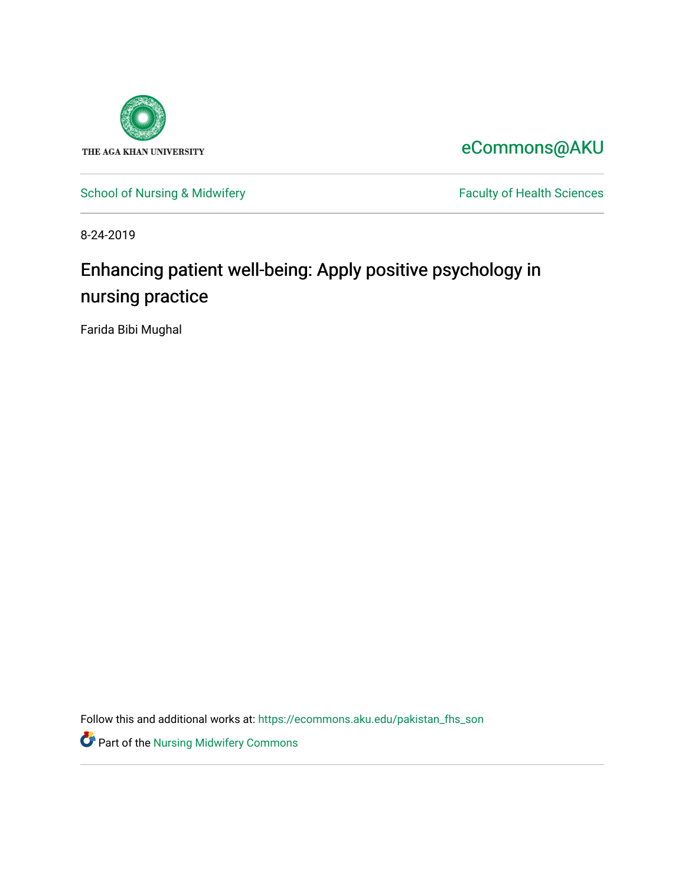THE AGA KHAN UNIVERSITY

eCommons@AKU

School of Nursing & Midwifery

Faculty of Health Sciences

8-24-2019

# Enhancing patient well-being: Apply positive psychology in nursing practice

Farida Bibi Mughal

Follow this and additional works at: https://ecommons.aku.edu/pakistan_fhs_son

Part of the Nursing Midwifery Commons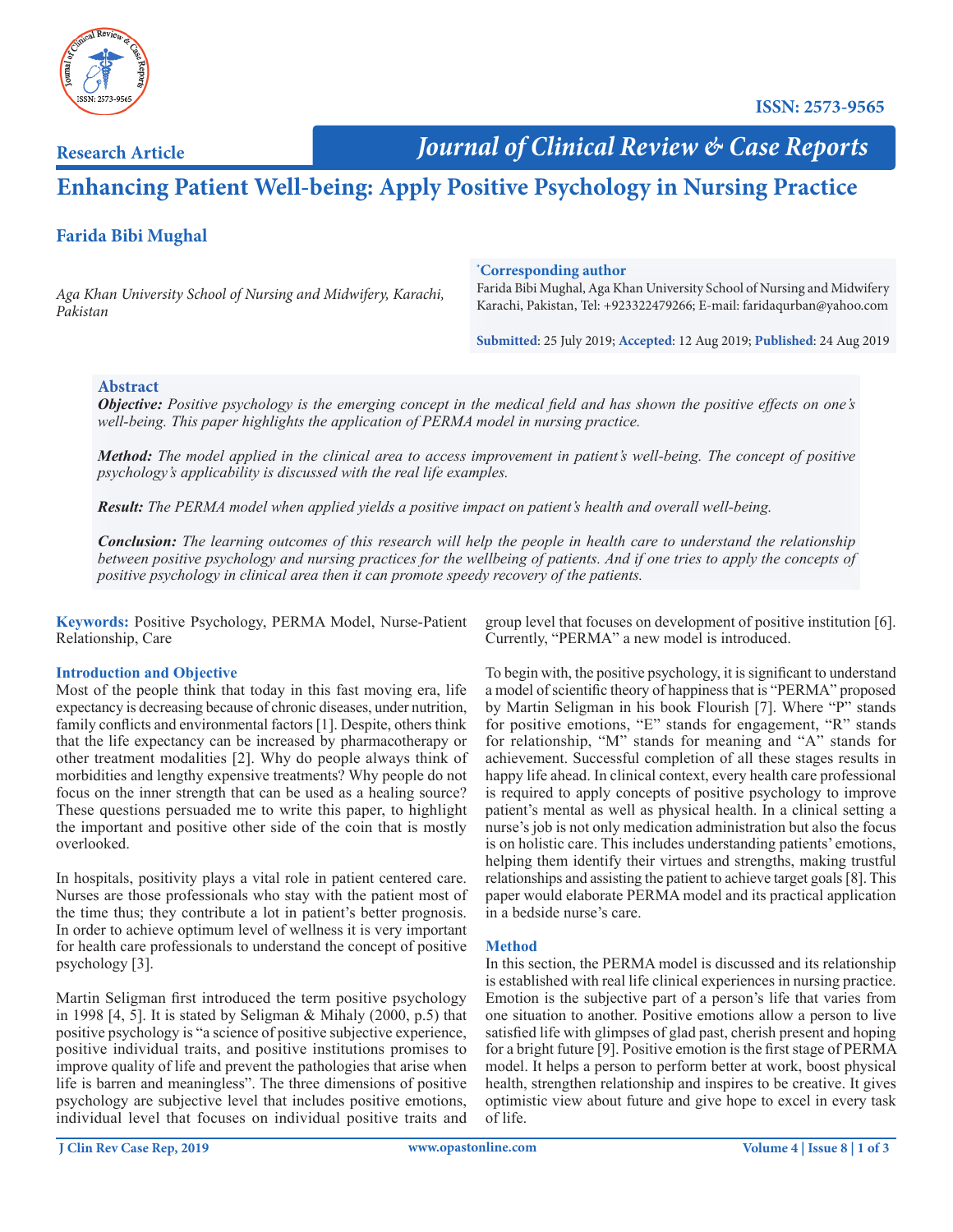**Research Article**

# Enhancing Patient Well-being: Apply Positive Psychology in Nursing Practice

**Farida Bibi Mughal**

*Aga Khan University School of Nursing and Midwifery, Karachi, Pakistan*

**\*Corresponding author**
Farida Bibi Mughal, Aga Khan University School of Nursing and Midwifery Karachi, Pakistan, Tel: +923322479266; E-mail: faridaqurban@yahoo.com

**Submitted**: 25 July 2019; **Accepted**: 12 Aug 2019; **Published**: 24 Aug 2019

## Abstract

***Objective:*** *Positive psychology is the emerging concept in the medical field and has shown the positive effects on one's well-being. This paper highlights the application of PERMA model in nursing practice.*

***Method:*** *The model applied in the clinical area to access improvement in patient's well-being. The concept of positive psychology's applicability is discussed with the real life examples.*

***Result:*** *The PERMA model when applied yields a positive impact on patient's health and overall well-being.*

***Conclusion:*** *The learning outcomes of this research will help the people in health care to understand the relationship between positive psychology and nursing practices for the wellbeing of patients. And if one tries to apply the concepts of positive psychology in clinical area then it can promote speedy recovery of the patients.*

**Keywords:** Positive Psychology, PERMA Model, Nurse-Patient Relationship, Care

## Introduction and Objective

Most of the people think that today in this fast moving era, life expectancy is decreasing because of chronic diseases, under nutrition, family conflicts and environmental factors [1]. Despite, others think that the life expectancy can be increased by pharmacotherapy or other treatment modalities [2]. Why do people always think of morbidities and lengthy expensive treatments? Why people do not focus on the inner strength that can be used as a healing source? These questions persuaded me to write this paper, to highlight the important and positive other side of the coin that is mostly overlooked.

In hospitals, positivity plays a vital role in patient centered care. Nurses are those professionals who stay with the patient most of the time thus; they contribute a lot in patient's better prognosis. In order to achieve optimum level of wellness it is very important for health care professionals to understand the concept of positive psychology [3].

Martin Seligman first introduced the term positive psychology in 1998 [4, 5]. It is stated by Seligman & Mihaly (2000, p.5) that positive psychology is "a science of positive subjective experience, positive individual traits, and positive institutions promises to improve quality of life and prevent the pathologies that arise when life is barren and meaningless". The three dimensions of positive psychology are subjective level that includes positive emotions, individual level that focuses on individual positive traits and group level that focuses on development of positive institution [6]. Currently, "PERMA" a new model is introduced.

To begin with, the positive psychology, it is significant to understand a model of scientific theory of happiness that is "PERMA" proposed by Martin Seligman in his book Flourish [7]. Where "P" stands for positive emotions, "E" stands for engagement, "R" stands for relationship, "M" stands for meaning and "A" stands for achievement. Successful completion of all these stages results in happy life ahead. In clinical context, every health care professional is required to apply concepts of positive psychology to improve patient's mental as well as physical health. In a clinical setting a nurse's job is not only medication administration but also the focus is on holistic care. This includes understanding patients' emotions, helping them identify their virtues and strengths, making trustful relationships and assisting the patient to achieve target goals [8]. This paper would elaborate PERMA model and its practical application in a bedside nurse's care.

## Method

In this section, the PERMA model is discussed and its relationship is established with real life clinical experiences in nursing practice. Emotion is the subjective part of a person's life that varies from one situation to another. Positive emotions allow a person to live satisfied life with glimpses of glad past, cherish present and hoping for a bright future [9]. Positive emotion is the first stage of PERMA model. It helps a person to perform better at work, boost physical health, strengthen relationship and inspires to be creative. It gives optimistic view about future and give hope to excel in every task of life.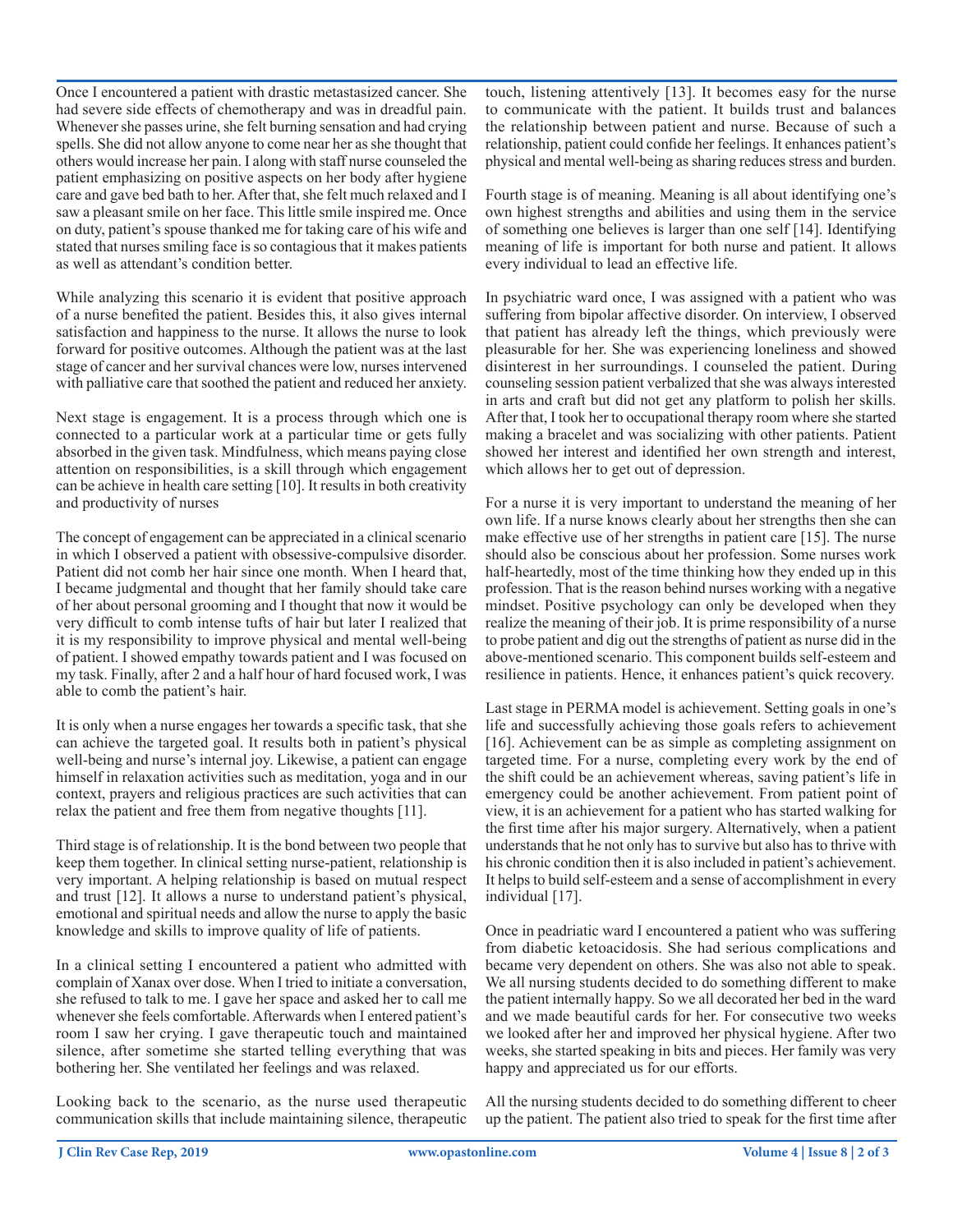Once I encountered a patient with drastic metastasized cancer. She had severe side effects of chemotherapy and was in dreadful pain. Whenever she passes urine, she felt burning sensation and had crying spells. She did not allow anyone to come near her as she thought that others would increase her pain. I along with staff nurse counseled the patient emphasizing on positive aspects on her body after hygiene care and gave bed bath to her. After that, she felt much relaxed and I saw a pleasant smile on her face. This little smile inspired me. Once on duty, patient's spouse thanked me for taking care of his wife and stated that nurses smiling face is so contagious that it makes patients as well as attendant's condition better.

While analyzing this scenario it is evident that positive approach of a nurse benefited the patient. Besides this, it also gives internal satisfaction and happiness to the nurse. It allows the nurse to look forward for positive outcomes. Although the patient was at the last stage of cancer and her survival chances were low, nurses intervened with palliative care that soothed the patient and reduced her anxiety.

Next stage is engagement. It is a process through which one is connected to a particular work at a particular time or gets fully absorbed in the given task. Mindfulness, which means paying close attention on responsibilities, is a skill through which engagement can be achieve in health care setting [10]. It results in both creativity and productivity of nurses

The concept of engagement can be appreciated in a clinical scenario in which I observed a patient with obsessive-compulsive disorder. Patient did not comb her hair since one month. When I heard that, I became judgmental and thought that her family should take care of her about personal grooming and I thought that now it would be very difficult to comb intense tufts of hair but later I realized that it is my responsibility to improve physical and mental well-being of patient. I showed empathy towards patient and I was focused on my task. Finally, after 2 and a half hour of hard focused work, I was able to comb the patient's hair.

It is only when a nurse engages her towards a specific task, that she can achieve the targeted goal. It results both in patient's physical well-being and nurse's internal joy. Likewise, a patient can engage himself in relaxation activities such as meditation, yoga and in our context, prayers and religious practices are such activities that can relax the patient and free them from negative thoughts [11].

Third stage is of relationship. It is the bond between two people that keep them together. In clinical setting nurse-patient, relationship is very important. A helping relationship is based on mutual respect and trust [12]. It allows a nurse to understand patient's physical, emotional and spiritual needs and allow the nurse to apply the basic knowledge and skills to improve quality of life of patients.

In a clinical setting I encountered a patient who admitted with complain of Xanax over dose. When I tried to initiate a conversation, she refused to talk to me. I gave her space and asked her to call me whenever she feels comfortable. Afterwards when I entered patient's room I saw her crying. I gave therapeutic touch and maintained silence, after sometime she started telling everything that was bothering her. She ventilated her feelings and was relaxed.

Looking back to the scenario, as the nurse used therapeutic communication skills that include maintaining silence, therapeutic touch, listening attentively [13]. It becomes easy for the nurse to communicate with the patient. It builds trust and balances the relationship between patient and nurse. Because of such a relationship, patient could confide her feelings. It enhances patient's physical and mental well-being as sharing reduces stress and burden.

Fourth stage is of meaning. Meaning is all about identifying one's own highest strengths and abilities and using them in the service of something one believes is larger than one self [14]. Identifying meaning of life is important for both nurse and patient. It allows every individual to lead an effective life.

In psychiatric ward once, I was assigned with a patient who was suffering from bipolar affective disorder. On interview, I observed that patient has already left the things, which previously were pleasurable for her. She was experiencing loneliness and showed disinterest in her surroundings. I counseled the patient. During counseling session patient verbalized that she was always interested in arts and craft but did not get any platform to polish her skills. After that, I took her to occupational therapy room where she started making a bracelet and was socializing with other patients. Patient showed her interest and identified her own strength and interest, which allows her to get out of depression.

For a nurse it is very important to understand the meaning of her own life. If a nurse knows clearly about her strengths then she can make effective use of her strengths in patient care [15]. The nurse should also be conscious about her profession. Some nurses work half-heartedly, most of the time thinking how they ended up in this profession. That is the reason behind nurses working with a negative mindset. Positive psychology can only be developed when they realize the meaning of their job. It is prime responsibility of a nurse to probe patient and dig out the strengths of patient as nurse did in the above-mentioned scenario. This component builds self-esteem and resilience in patients. Hence, it enhances patient's quick recovery.

Last stage in PERMA model is achievement. Setting goals in one's life and successfully achieving those goals refers to achievement [16]. Achievement can be as simple as completing assignment on targeted time. For a nurse, completing every work by the end of the shift could be an achievement whereas, saving patient's life in emergency could be another achievement. From patient point of view, it is an achievement for a patient who has started walking for the first time after his major surgery. Alternatively, when a patient understands that he not only has to survive but also has to thrive with his chronic condition then it is also included in patient's achievement. It helps to build self-esteem and a sense of accomplishment in every individual [17].

Once in peadriatic ward I encountered a patient who was suffering from diabetic ketoacidosis. She had serious complications and became very dependent on others. She was also not able to speak. We all nursing students decided to do something different to make the patient internally happy. So we all decorated her bed in the ward and we made beautiful cards for her. For consecutive two weeks we looked after her and improved her physical hygiene. After two weeks, she started speaking in bits and pieces. Her family was very happy and appreciated us for our efforts.

All the nursing students decided to do something different to cheer up the patient. The patient also tried to speak for the first time after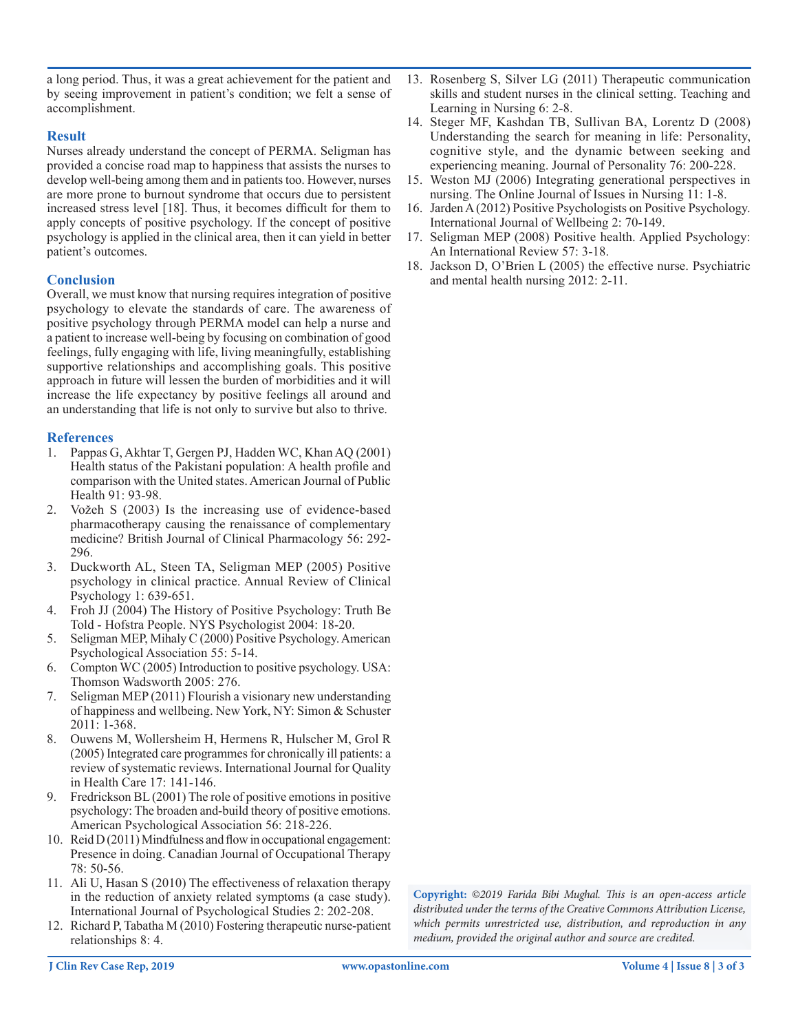a long period. Thus, it was a great achievement for the patient and by seeing improvement in patient's condition; we felt a sense of accomplishment.

## Result

Nurses already understand the concept of PERMA. Seligman has provided a concise road map to happiness that assists the nurses to develop well-being among them and in patients too. However, nurses are more prone to burnout syndrome that occurs due to persistent increased stress level [18]. Thus, it becomes difficult for them to apply concepts of positive psychology. If the concept of positive psychology is applied in the clinical area, then it can yield in better patient's outcomes.

## Conclusion

Overall, we must know that nursing requires integration of positive psychology to elevate the standards of care. The awareness of positive psychology through PERMA model can help a nurse and a patient to increase well-being by focusing on combination of good feelings, fully engaging with life, living meaningfully, establishing supportive relationships and accomplishing goals. This positive approach in future will lessen the burden of morbidities and it will increase the life expectancy by positive feelings all around and an understanding that life is not only to survive but also to thrive.

## References

1. Pappas G, Akhtar T, Gergen PJ, Hadden WC, Khan AQ (2001) Health status of the Pakistani population: A health profile and comparison with the United states. American Journal of Public Health 91: 93-98.
2. Vožeh S (2003) Is the increasing use of evidence-based pharmacotherapy causing the renaissance of complementary medicine? British Journal of Clinical Pharmacology 56: 292-296.
3. Duckworth AL, Steen TA, Seligman MEP (2005) Positive psychology in clinical practice. Annual Review of Clinical Psychology 1: 639-651.
4. Froh JJ (2004) The History of Positive Psychology: Truth Be Told - Hofstra People. NYS Psychologist 2004: 18-20.
5. Seligman MEP, Mihaly C (2000) Positive Psychology. American Psychological Association 55: 5-14.
6. Compton WC (2005) Introduction to positive psychology. USA: Thomson Wadsworth 2005: 276.
7. Seligman MEP (2011) Flourish a visionary new understanding of happiness and wellbeing. New York, NY: Simon & Schuster 2011: 1-368.
8. Ouwens M, Wollersheim H, Hermens R, Hulscher M, Grol R (2005) Integrated care programmes for chronically ill patients: a review of systematic reviews. International Journal for Quality in Health Care 17: 141-146.
9. Fredrickson BL (2001) The role of positive emotions in positive psychology: The broaden and-build theory of positive emotions. American Psychological Association 56: 218-226.
10. Reid D (2011) Mindfulness and flow in occupational engagement: Presence in doing. Canadian Journal of Occupational Therapy 78: 50-56.
11. Ali U, Hasan S (2010) The effectiveness of relaxation therapy in the reduction of anxiety related symptoms (a case study). International Journal of Psychological Studies 2: 202-208.
12. Richard P, Tabatha M (2010) Fostering therapeutic nurse-patient relationships 8: 4.
13. Rosenberg S, Silver LG (2011) Therapeutic communication skills and student nurses in the clinical setting. Teaching and Learning in Nursing 6: 2-8.
14. Steger MF, Kashdan TB, Sullivan BA, Lorentz D (2008) Understanding the search for meaning in life: Personality, cognitive style, and the dynamic between seeking and experiencing meaning. Journal of Personality 76: 200-228.
15. Weston MJ (2006) Integrating generational perspectives in nursing. The Online Journal of Issues in Nursing 11: 1-8.
16. Jarden A (2012) Positive Psychologists on Positive Psychology. International Journal of Wellbeing 2: 70-149.
17. Seligman MEP (2008) Positive health. Applied Psychology: An International Review 57: 3-18.
18. Jackson D, O'Brien L (2005) the effective nurse. Psychiatric and mental health nursing 2012: 2-11.

**Copyright:** *©2019 Farida Bibi Mughal. This is an open-access article distributed under the terms of the Creative Commons Attribution License, which permits unrestricted use, distribution, and reproduction in any medium, provided the original author and source are credited.*